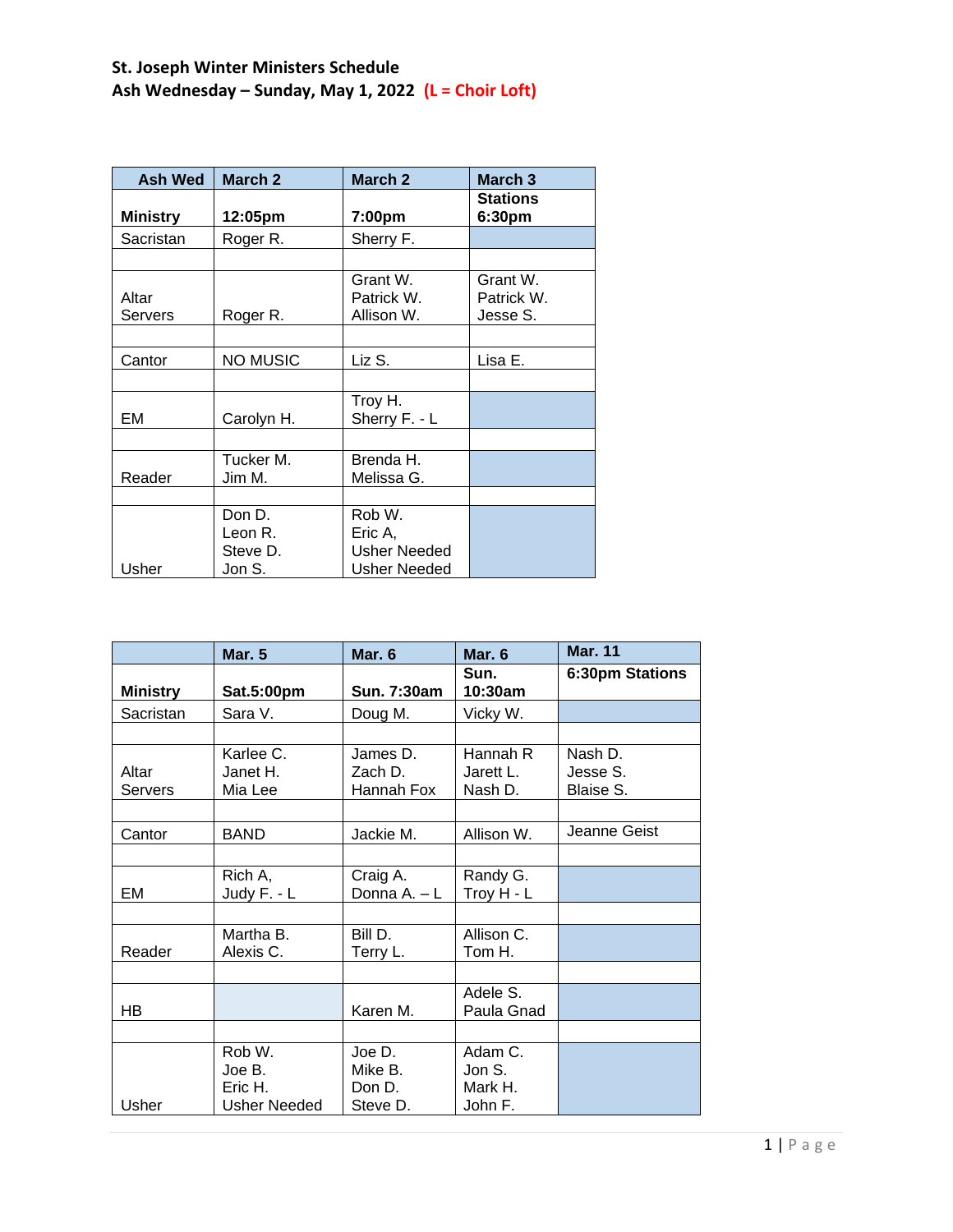**St. Joseph Winter Ministers Schedule**
**Ash Wednesday – Sunday, May 1, 2022** **(L = Choir Loft)**

| Ash Wed | March 2 | March 2 | March 3 |
|---|---|---|---|
| **Ministry** | **12:05pm** | **7:00pm** | **Stations 6:30pm** |
| Sacristan | Roger R. | Sherry F. | |
| | | | |
| Altar Servers | Roger R. | Grant W.<br>Patrick W.<br>Allison W. | Grant W.<br>Patrick W.<br>Jesse S. |
| | | | |
| Cantor | NO MUSIC | Liz S. | Lisa E. |
| | | | |
| EM | Carolyn H. | Troy H.<br>Sherry F. - L | |
| | | | |
| Reader | Tucker M.<br>Jim M. | Brenda H.<br>Melissa G. | |
| | | | |
| Usher | Don D.<br>Leon R.<br>Steve D.<br>Jon S. | Rob W.<br>Eric A,<br>Usher Needed<br>Usher Needed | |

| | Mar. 5 | Mar. 6 | Mar. 6 | Mar. 11 |
|---|---|---|---|---|
| **Ministry** | **Sat.5:00pm** | **Sun. 7:30am** | **Sun. 10:30am** | **6:30pm Stations** |
| Sacristan | Sara V. | Doug M. | Vicky W. | |
| | | | | |
| Altar Servers | Karlee C.<br>Janet H.<br>Mia Lee | James D.<br>Zach D.<br>Hannah Fox | Hannah R<br>Jarett L.<br>Nash D. | Nash D.<br>Jesse S.<br>Blaise S. |
| | | | | |
| Cantor | BAND | Jackie M. | Allison W. | Jeanne Geist |
| | | | | |
| EM | Rich A,<br>Judy F. - L | Craig A.<br>Donna A. – L | Randy G.<br>Troy H - L | |
| | | | | |
| Reader | Martha B.<br>Alexis C. | Bill D.<br>Terry L. | Allison C.<br>Tom H. | |
| | | | | |
| HB | | Karen M. | Adele S.<br>Paula Gnad | |
| | | | | |
| Usher | Rob W.<br>Joe B.<br>Eric H.<br>Usher Needed | Joe D.<br>Mike B.<br>Don D.<br>Steve D. | Adam C.<br>Jon S.<br>Mark H.<br>John F. | |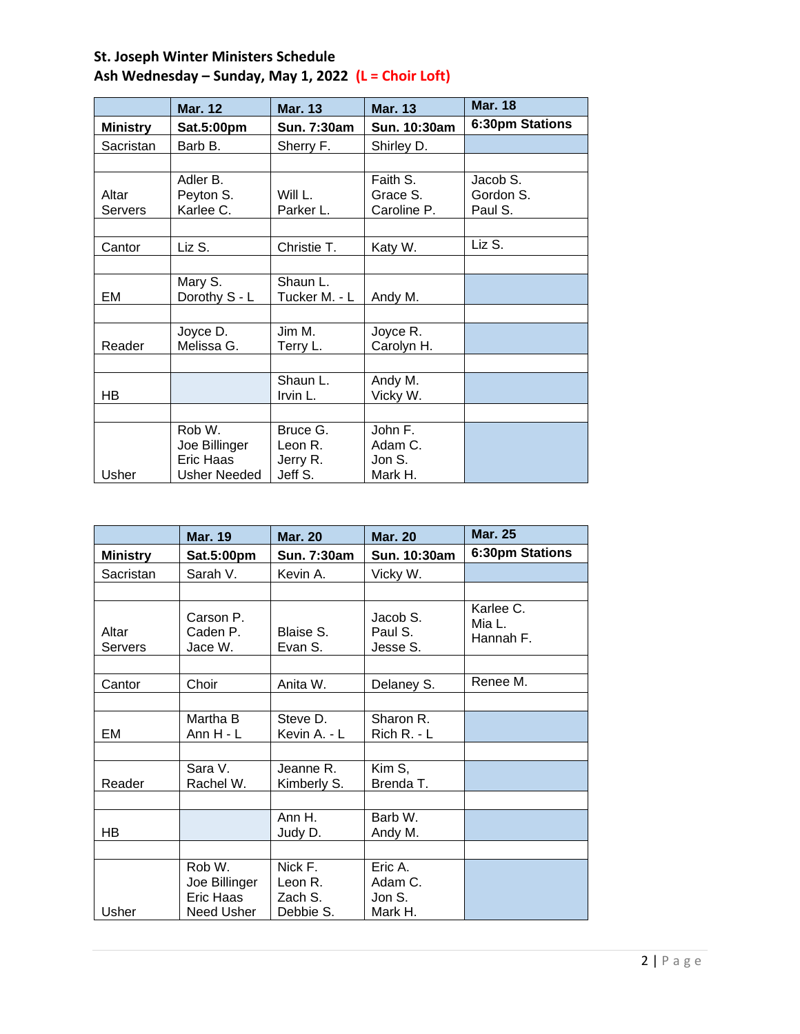**St. Joseph Winter Ministers Schedule**
**Ash Wednesday – Sunday, May 1, 2022 (L = Choir Loft)**

| | Mar. 12 | Mar. 13 | Mar. 13 | Mar. 18 |
|---|---|---|---|---|
| **Ministry** | **Sat.5:00pm** | **Sun. 7:30am** | **Sun. 10:30am** | **6:30pm Stations** |
| Sacristan | Barb B. | Sherry F. | Shirley D. | |
| | | | | |
| Altar Servers | Adler B.<br>Peyton S.<br>Karlee C. | Will L.<br>Parker L. | Faith S.<br>Grace S.<br>Caroline P. | Jacob S.<br>Gordon S.<br>Paul S. |
| | | | | |
| Cantor | Liz S. | Christie T. | Katy W. | Liz S. |
| | | | | |
| EM | Mary S.<br>Dorothy S - L | Shaun L.<br>Tucker M. - L | Andy M. | |
| | | | | |
| Reader | Joyce D.<br>Melissa G. | Jim M.<br>Terry L. | Joyce R.<br>Carolyn H. | |
| | | | | |
| HB | | Shaun L.<br>Irvin L. | Andy M.<br>Vicky W. | |
| | | | | |
| Usher | Rob W.<br>Joe Billinger<br>Eric Haas<br>Usher Needed | Bruce G.<br>Leon R.<br>Jerry R.<br>Jeff S. | John F.<br>Adam C.<br>Jon S.<br>Mark H. | |

| | Mar. 19 | Mar. 20 | Mar. 20 | Mar. 25 |
|---|---|---|---|---|
| **Ministry** | **Sat.5:00pm** | **Sun. 7:30am** | **Sun. 10:30am** | **6:30pm Stations** |
| Sacristan | Sarah V. | Kevin A. | Vicky W. | |
| | | | | |
| Altar Servers | Carson P.<br>Caden P.<br>Jace W. | Blaise S.<br>Evan S. | Jacob S.<br>Paul S.<br>Jesse S. | Karlee C.<br>Mia L.<br>Hannah F. |
| | | | | |
| Cantor | Choir | Anita W. | Delaney S. | Renee M. |
| | | | | |
| EM | Martha B<br>Ann H - L | Steve D.<br>Kevin A. - L | Sharon R.<br>Rich R. - L | |
| | | | | |
| Reader | Sara V.<br>Rachel W. | Jeanne R.<br>Kimberly S. | Kim S,<br>Brenda T. | |
| | | | | |
| HB | | Ann H.<br>Judy D. | Barb W.<br>Andy M. | |
| | | | | |
| Usher | Rob W.<br>Joe Billinger<br>Eric Haas<br>Need Usher | Nick F.<br>Leon R.<br>Zach S.<br>Debbie S. | Eric A.<br>Adam C.<br>Jon S.<br>Mark H. | |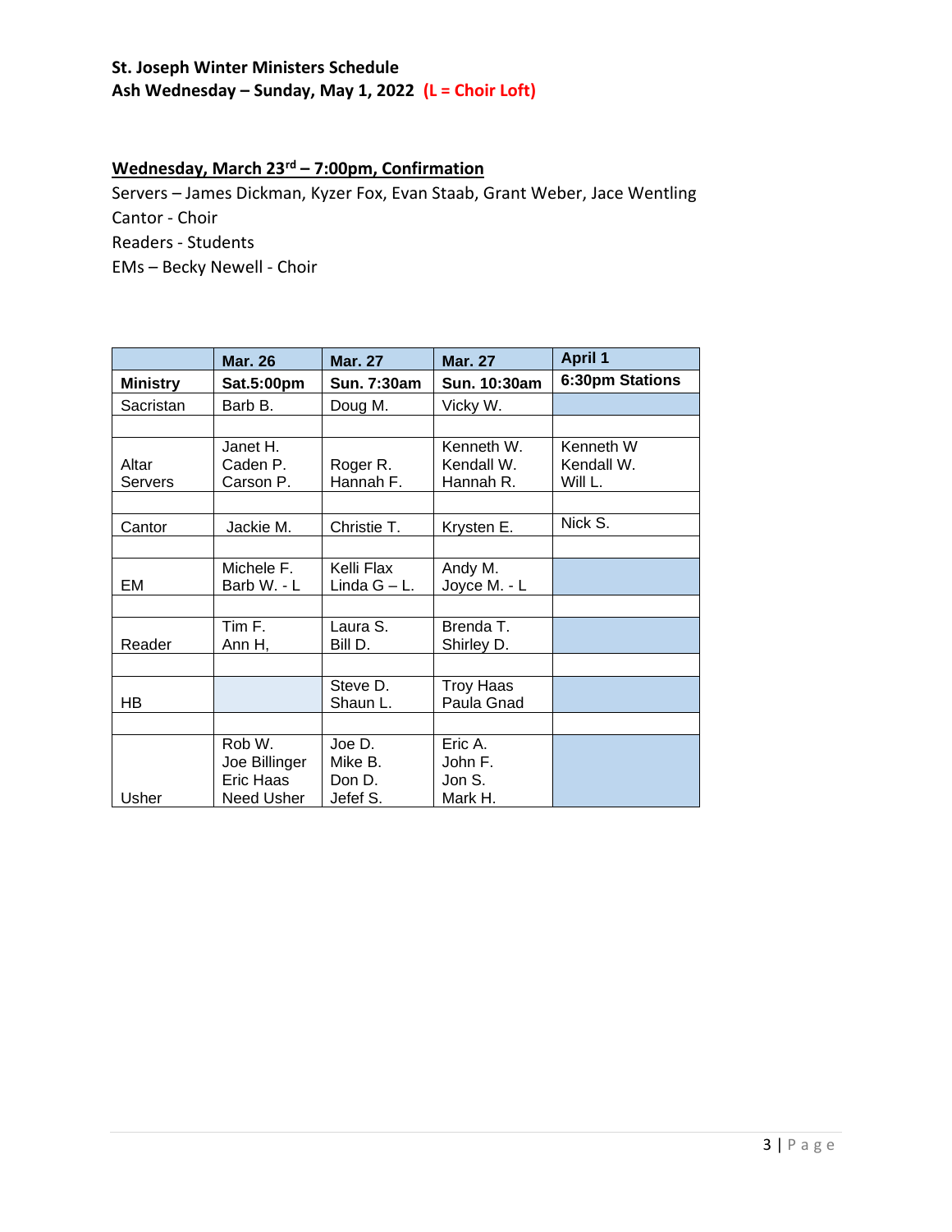**St. Joseph Winter Ministers Schedule**
**Ash Wednesday – Sunday, May 1, 2022 (L = Choir Loft)**

## Wednesday, March 23rd – 7:00pm, Confirmation

Servers – James Dickman, Kyzer Fox, Evan Staab, Grant Weber, Jace Wentling
Cantor - Choir
Readers - Students
EMs – Becky Newell - Choir

| | Mar. 26 | Mar. 27 | Mar. 27 | April 1 |
|---|---|---|---|---|
| Ministry | Sat.5:00pm | Sun. 7:30am | Sun. 10:30am | 6:30pm Stations |
| Sacristan | Barb B. | Doug M. | Vicky W. | |
| | | | | |
| Altar Servers | Janet H.<br>Caden P.<br>Carson P. | Roger R.<br>Hannah F. | Kenneth W.<br>Kendall W.<br>Hannah R. | Kenneth W<br>Kendall W.<br>Will L. |
| | | | | |
| Cantor | Jackie M. | Christie T. | Krysten E. | Nick S. |
| | | | | |
| EM | Michele F.<br>Barb W. - L | Kelli Flax<br>Linda G – L. | Andy M.<br>Joyce M. - L | |
| | | | | |
| Reader | Tim F.<br>Ann H, | Laura S.<br>Bill D. | Brenda T.<br>Shirley D. | |
| | | | | |
| HB | | Steve D.<br>Shaun L. | Troy Haas<br>Paula Gnad | |
| | | | | |
| Usher | Rob W.<br>Joe Billinger<br>Eric Haas<br>Need Usher | Joe D.<br>Mike B.<br>Don D.<br>Jefef S. | Eric A.<br>John F.<br>Jon S.<br>Mark H. | |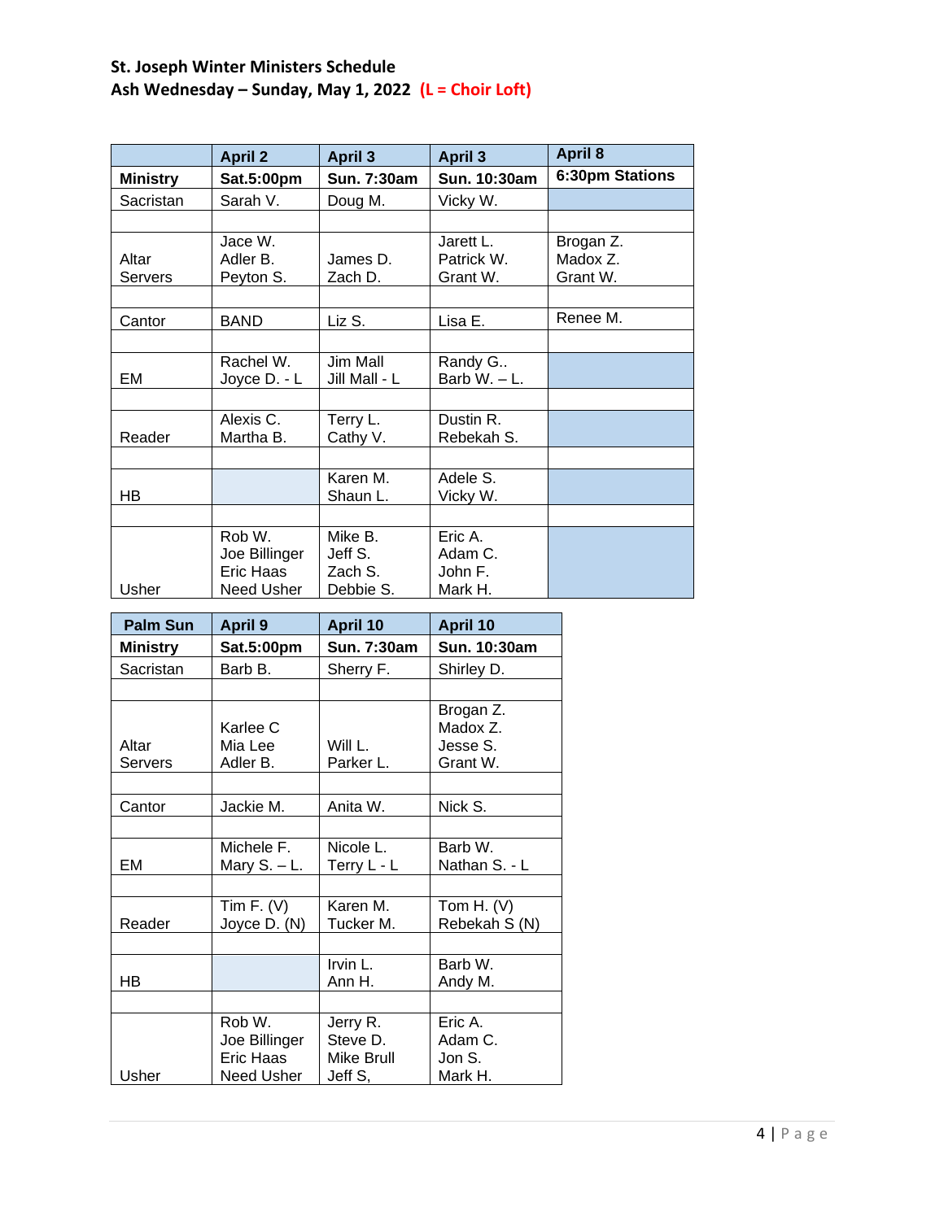**St. Joseph Winter Ministers Schedule**
**Ash Wednesday – Sunday, May 1, 2022 (L = Choir Loft)**

| | April 2 | April 3 | April 3 | April 8 |
|---|---|---|---|---|
| **Ministry** | **Sat.5:00pm** | **Sun. 7:30am** | **Sun. 10:30am** | **6:30pm Stations** |
| Sacristan | Sarah V. | Doug M. | Vicky W. | |
| | | | | |
| Altar Servers | Jace W.<br>Adler B.<br>Peyton S. | James D.<br>Zach D. | Jarett L.<br>Patrick W.<br>Grant W. | Brogan Z.<br>Madox Z.<br>Grant W. |
| | | | | |
| Cantor | BAND | Liz S. | Lisa E. | Renee M. |
| | | | | |
| EM | Rachel W.<br>Joyce D. - L | Jim Mall<br>Jill Mall - L | Randy G..<br>Barb W. – L. | |
| | | | | |
| Reader | Alexis C.<br>Martha B. | Terry L.<br>Cathy V. | Dustin R.<br>Rebekah S. | |
| | | | | |
| HB | | Karen M.<br>Shaun L. | Adele S.<br>Vicky W. | |
| | | | | |
| Usher | Rob W.<br>Joe Billinger<br>Eric Haas<br>Need Usher | Mike B.<br>Jeff S.<br>Zach S.<br>Debbie S. | Eric A.<br>Adam C.<br>John F.<br>Mark H. | |

| Palm Sun | April 9 | April 10 | April 10 |
|---|---|---|---|
| **Ministry** | **Sat.5:00pm** | **Sun. 7:30am** | **Sun. 10:30am** |
| Sacristan | Barb B. | Sherry F. | Shirley D. |
| | | | |
| Altar Servers | Karlee C<br>Mia Lee<br>Adler B. | Will L.<br>Parker L. | Brogan Z.<br>Madox Z.<br>Jesse S.<br>Grant W. |
| | | | |
| Cantor | Jackie M. | Anita W. | Nick S. |
| | | | |
| EM | Michele F.<br>Mary S. – L. | Nicole L.<br>Terry L - L | Barb W.<br>Nathan S. - L |
| | | | |
| Reader | Tim F. (V)<br>Joyce D. (N) | Karen M.<br>Tucker M. | Tom H. (V)<br>Rebekah S (N) |
| | | | |
| HB | | Irvin L.<br>Ann H. | Barb W.<br>Andy M. |
| | | | |
| Usher | Rob W.<br>Joe Billinger<br>Eric Haas<br>Need Usher | Jerry R.<br>Steve D.<br>Mike Brull<br>Jeff S, | Eric A.<br>Adam C.<br>Jon S.<br>Mark H. |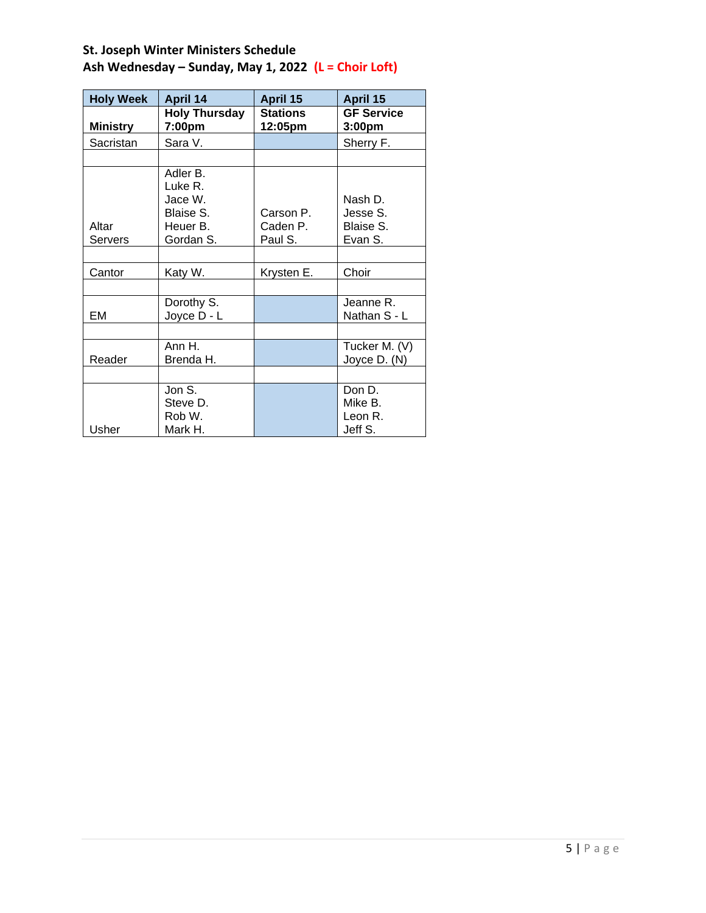**St. Joseph Winter Ministers Schedule**
**Ash Wednesday – Sunday, May 1, 2022** **(L = Choir Loft)**

| Holy Week | April 14 | April 15 | April 15 |
|---|---|---|---|
| **Ministry** | **Holy Thursday 7:00pm** | **Stations 12:05pm** | **GF Service 3:00pm** |
| Sacristan | Sara V. | | Sherry F. |
| | | | |
| Altar Servers | Adler B.<br>Luke R.<br>Jace W.<br>Blaise S.<br>Heuer B.<br>Gordan S. | Carson P.<br>Caden P.<br>Paul S. | Nash D.<br>Jesse S.<br>Blaise S.<br>Evan S. |
| | | | |
| Cantor | Katy W. | Krysten E. | Choir |
| | | | |
| EM | Dorothy S.<br>Joyce D - L | | Jeanne R.<br>Nathan S - L |
| | | | |
| Reader | Ann H.<br>Brenda H. | | Tucker M. (V)<br>Joyce D. (N) |
| | | | |
| Usher | Jon S.<br>Steve D.<br>Rob W.<br>Mark H. | | Don D.<br>Mike B.<br>Leon R.<br>Jeff S. |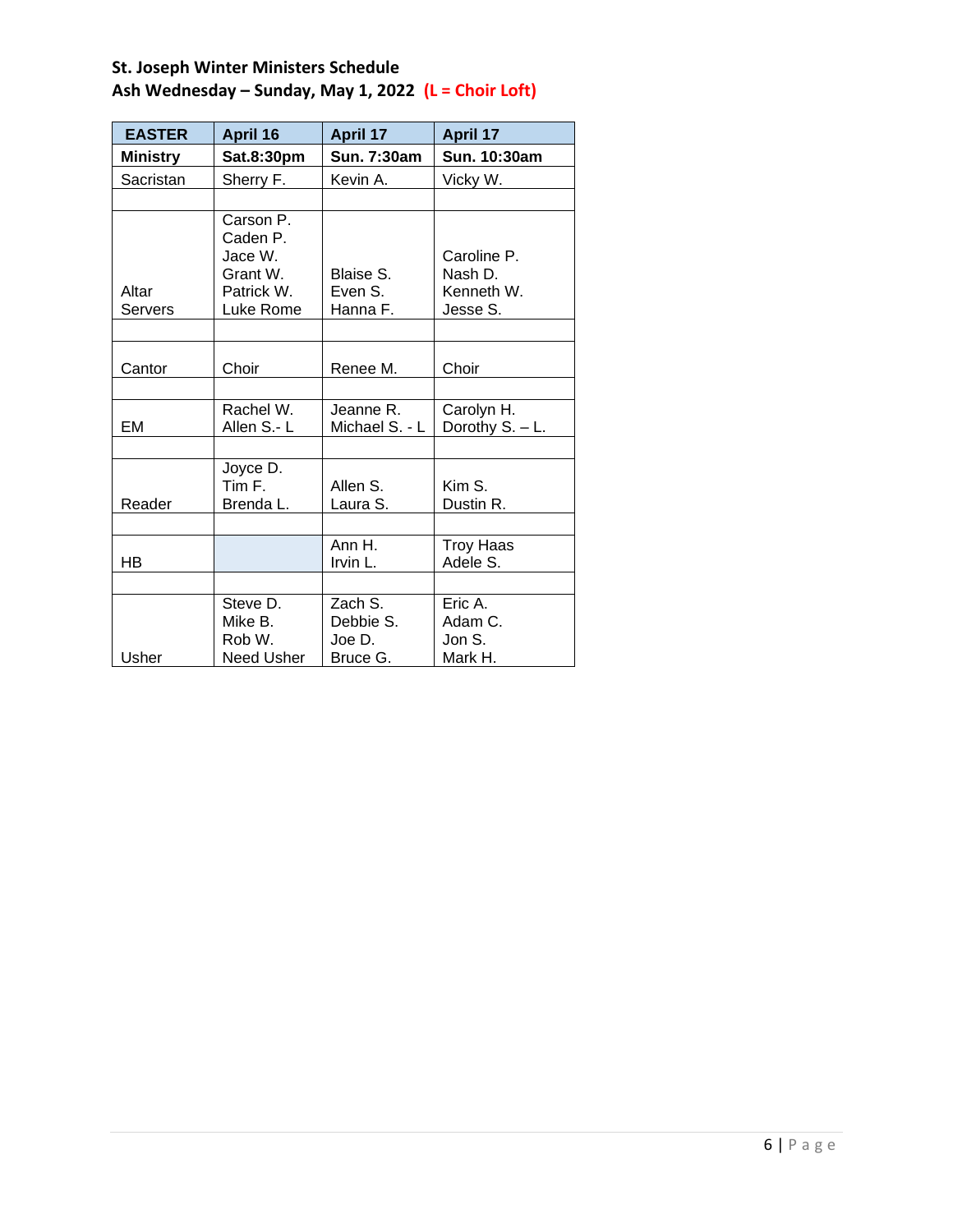**St. Joseph Winter Ministers Schedule**
**Ash Wednesday – Sunday, May 1, 2022** **(L = Choir Loft)**

| EASTER | April 16 | April 17 | April 17 |
|---|---|---|---|
| **Ministry** | **Sat.8:30pm** | **Sun. 7:30am** | **Sun. 10:30am** |
| Sacristan | Sherry F. | Kevin A. | Vicky W. |
| | | | |
| Altar Servers | Carson P.<br>Caden P.<br>Jace W.<br>Grant W.<br>Patrick W.<br>Luke Rome | Blaise S.<br>Even S.<br>Hanna F. | Caroline P.<br>Nash D.<br>Kenneth W.<br>Jesse S. |
| | | | |
| Cantor | Choir | Renee M. | Choir |
| | | | |
| EM | Rachel W.<br>Allen S.- L | Jeanne R.<br>Michael S. - L | Carolyn H.<br>Dorothy S. – L. |
| | | | |
| Reader | Joyce D.<br>Tim F.<br>Brenda L. | Allen S.<br>Laura S. | Kim S.<br>Dustin R. |
| | | | |
| HB | | Ann H.<br>Irvin L. | Troy Haas<br>Adele S. |
| | | | |
| Usher | Steve D.<br>Mike B.<br>Rob W.<br>Need Usher | Zach S.<br>Debbie S.<br>Joe D.<br>Bruce G. | Eric A.<br>Adam C.<br>Jon S.<br>Mark H. |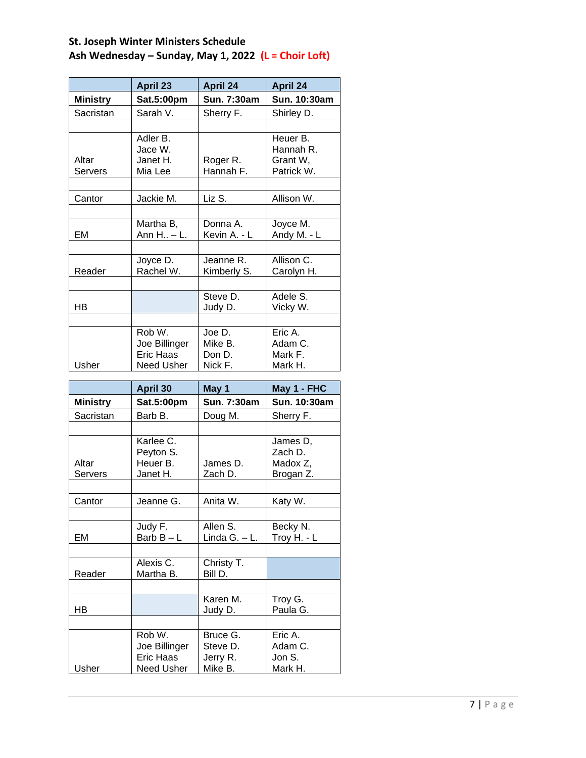**St. Joseph Winter Ministers Schedule**
**Ash Wednesday – Sunday, May 1, 2022 (L = Choir Loft)**

| | April 23 | April 24 | April 24 |
|---|---|---|---|
| **Ministry** | **Sat.5:00pm** | **Sun. 7:30am** | **Sun. 10:30am** |
| Sacristan | Sarah V. | Sherry F. | Shirley D. |
| | | | |
| Altar Servers | Adler B.<br>Jace W.<br>Janet H.<br>Mia Lee | Roger R.<br>Hannah F. | Heuer B.<br>Hannah R.<br>Grant W,<br>Patrick W. |
| | | | |
| Cantor | Jackie M. | Liz S. | Allison W. |
| | | | |
| EM | Martha B,<br>Ann H.. – L. | Donna A.<br>Kevin A. - L | Joyce M.<br>Andy M. - L |
| | | | |
| Reader | Joyce D.<br>Rachel W. | Jeanne R.<br>Kimberly S. | Allison C.<br>Carolyn H. |
| | | | |
| HB | | Steve D.<br>Judy D. | Adele S.<br>Vicky W. |
| | | | |
| Usher | Rob W.<br>Joe Billinger<br>Eric Haas<br>Need Usher | Joe D.<br>Mike B.<br>Don D.<br>Nick F. | Eric A.<br>Adam C.<br>Mark F.<br>Mark H. |

| | April 30 | May 1 | May 1 - FHC |
|---|---|---|---|
| **Ministry** | **Sat.5:00pm** | **Sun. 7:30am** | **Sun. 10:30am** |
| Sacristan | Barb B. | Doug M. | Sherry F. |
| | | | |
| Altar Servers | Karlee C.<br>Peyton S.<br>Heuer B.<br>Janet H. | James D.<br>Zach D. | James D,<br>Zach D.<br>Madox Z,<br>Brogan Z. |
| | | | |
| Cantor | Jeanne G. | Anita W. | Katy W. |
| | | | |
| EM | Judy F.<br>Barb B – L | Allen S.<br>Linda G. – L. | Becky N.<br>Troy H. - L |
| | | | |
| Reader | Alexis C.<br>Martha B. | Christy T.<br>Bill D. | |
| | | | |
| HB | | Karen M.<br>Judy D. | Troy G.<br>Paula G. |
| | | | |
| Usher | Rob W.<br>Joe Billinger<br>Eric Haas<br>Need Usher | Bruce G.<br>Steve D.<br>Jerry R.<br>Mike B. | Eric A.<br>Adam C.<br>Jon S.<br>Mark H. |